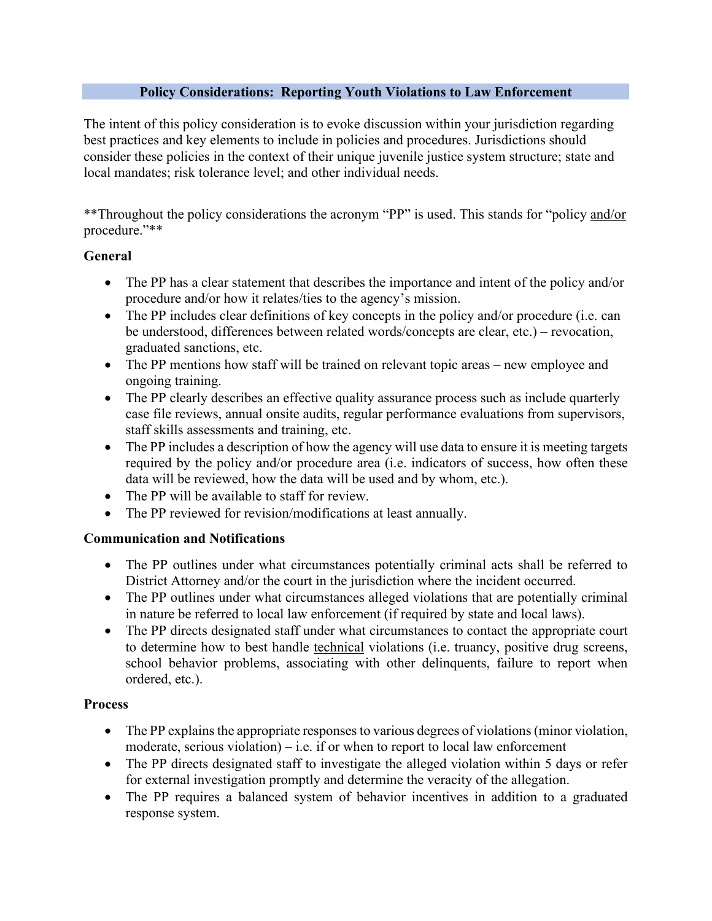## Policy Considerations: Reporting Youth Violations to Law Enforcement

The intent of this policy consideration is to evoke discussion within your jurisdiction regarding best practices and key elements to include in policies and procedures. Jurisdictions should consider these policies in the context of their unique juvenile justice system structure; state and local mandates; risk tolerance level; and other individual needs.

**Throughout the policy considerations the acronym "PP" is used. This stands for "policy <u>and/or</u> procedure."**

### General

- The PP has a clear statement that describes the importance and intent of the policy and/or procedure and/or how it relates/ties to the agency's mission.
- The PP includes clear definitions of key concepts in the policy and/or procedure (i.e. can be understood, differences between related words/concepts are clear, etc.) – revocation, graduated sanctions, etc.
- The PP mentions how staff will be trained on relevant topic areas – new employee and ongoing training.
- The PP clearly describes an effective quality assurance process such as include quarterly case file reviews, annual onsite audits, regular performance evaluations from supervisors, staff skills assessments and training, etc.
- The PP includes a description of how the agency will use data to ensure it is meeting targets required by the policy and/or procedure area (i.e. indicators of success, how often these data will be reviewed, how the data will be used and by whom, etc.).
- The PP will be available to staff for review.
- The PP reviewed for revision/modifications at least annually.

### Communication and Notifications

- The PP outlines under what circumstances potentially criminal acts shall be referred to District Attorney and/or the court in the jurisdiction where the incident occurred.
- The PP outlines under what circumstances alleged violations that are potentially criminal in nature be referred to local law enforcement (if required by state and local laws).
- The PP directs designated staff under what circumstances to contact the appropriate court to determine how to best handle <u>technical</u> violations (i.e. truancy, positive drug screens, school behavior problems, associating with other delinquents, failure to report when ordered, etc.).

### Process

- The PP explains the appropriate responses to various degrees of violations (minor violation, moderate, serious violation) – i.e. if or when to report to local law enforcement
- The PP directs designated staff to investigate the alleged violation within 5 days or refer for external investigation promptly and determine the veracity of the allegation.
- The PP requires a balanced system of behavior incentives in addition to a graduated response system.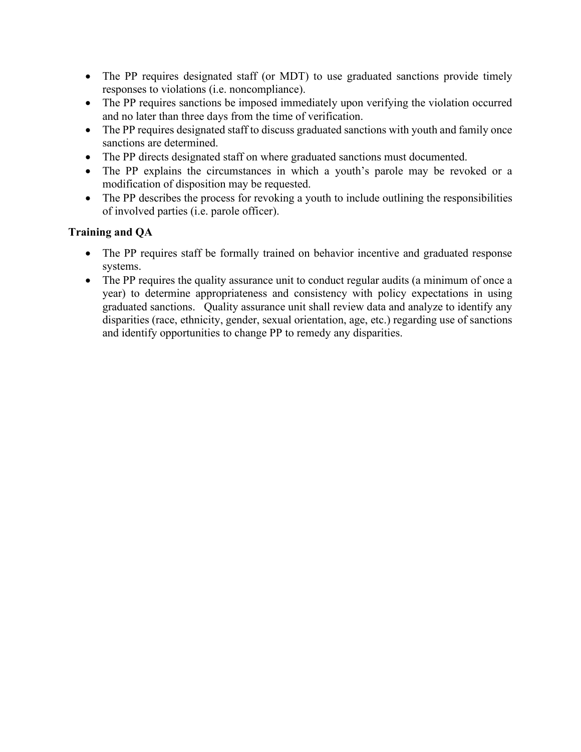- The PP requires designated staff (or MDT) to use graduated sanctions provide timely responses to violations (i.e. noncompliance).
- The PP requires sanctions be imposed immediately upon verifying the violation occurred and no later than three days from the time of verification.
- The PP requires designated staff to discuss graduated sanctions with youth and family once sanctions are determined.
- The PP directs designated staff on where graduated sanctions must documented.
- The PP explains the circumstances in which a youth's parole may be revoked or a modification of disposition may be requested.
- The PP describes the process for revoking a youth to include outlining the responsibilities of involved parties (i.e. parole officer).

**Training and QA**

- The PP requires staff be formally trained on behavior incentive and graduated response systems.
- The PP requires the quality assurance unit to conduct regular audits (a minimum of once a year) to determine appropriateness and consistency with policy expectations in using graduated sanctions. Quality assurance unit shall review data and analyze to identify any disparities (race, ethnicity, gender, sexual orientation, age, etc.) regarding use of sanctions and identify opportunities to change PP to remedy any disparities.